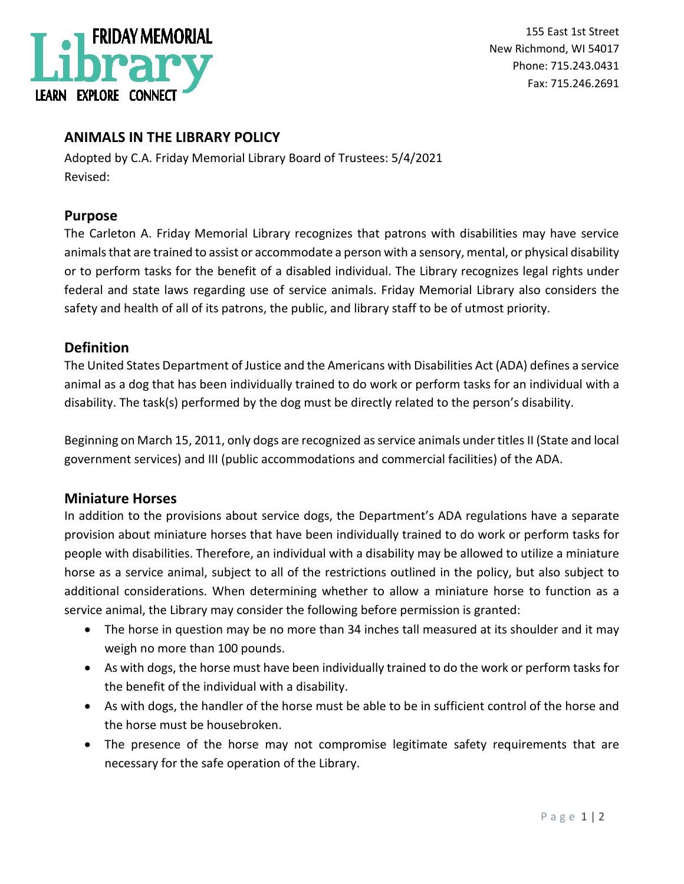FRIDAY MEMORIAL

Library

LEARN EXPLORE CONNECT

155 East 1st Street
New Richmond, WI 54017
Phone: 715.243.0431
Fax: 715.246.2691

## ANIMALS IN THE LIBRARY POLICY

Adopted by C.A. Friday Memorial Library Board of Trustees: 5/4/2021
Revised:

### Purpose

The Carleton A. Friday Memorial Library recognizes that patrons with disabilities may have service animals that are trained to assist or accommodate a person with a sensory, mental, or physical disability or to perform tasks for the benefit of a disabled individual. The Library recognizes legal rights under federal and state laws regarding use of service animals. Friday Memorial Library also considers the safety and health of all of its patrons, the public, and library staff to be of utmost priority.

### Definition

The United States Department of Justice and the Americans with Disabilities Act (ADA) defines a service animal as a dog that has been individually trained to do work or perform tasks for an individual with a disability. The task(s) performed by the dog must be directly related to the person's disability.

Beginning on March 15, 2011, only dogs are recognized as service animals under titles II (State and local government services) and III (public accommodations and commercial facilities) of the ADA.

### Miniature Horses

In addition to the provisions about service dogs, the Department's ADA regulations have a separate provision about miniature horses that have been individually trained to do work or perform tasks for people with disabilities. Therefore, an individual with a disability may be allowed to utilize a miniature horse as a service animal, subject to all of the restrictions outlined in the policy, but also subject to additional considerations. When determining whether to allow a miniature horse to function as a service animal, the Library may consider the following before permission is granted:

- The horse in question may be no more than 34 inches tall measured at its shoulder and it may weigh no more than 100 pounds.
- As with dogs, the horse must have been individually trained to do the work or perform tasks for the benefit of the individual with a disability.
- As with dogs, the handler of the horse must be able to be in sufficient control of the horse and the horse must be housebroken.
- The presence of the horse may not compromise legitimate safety requirements that are necessary for the safe operation of the Library.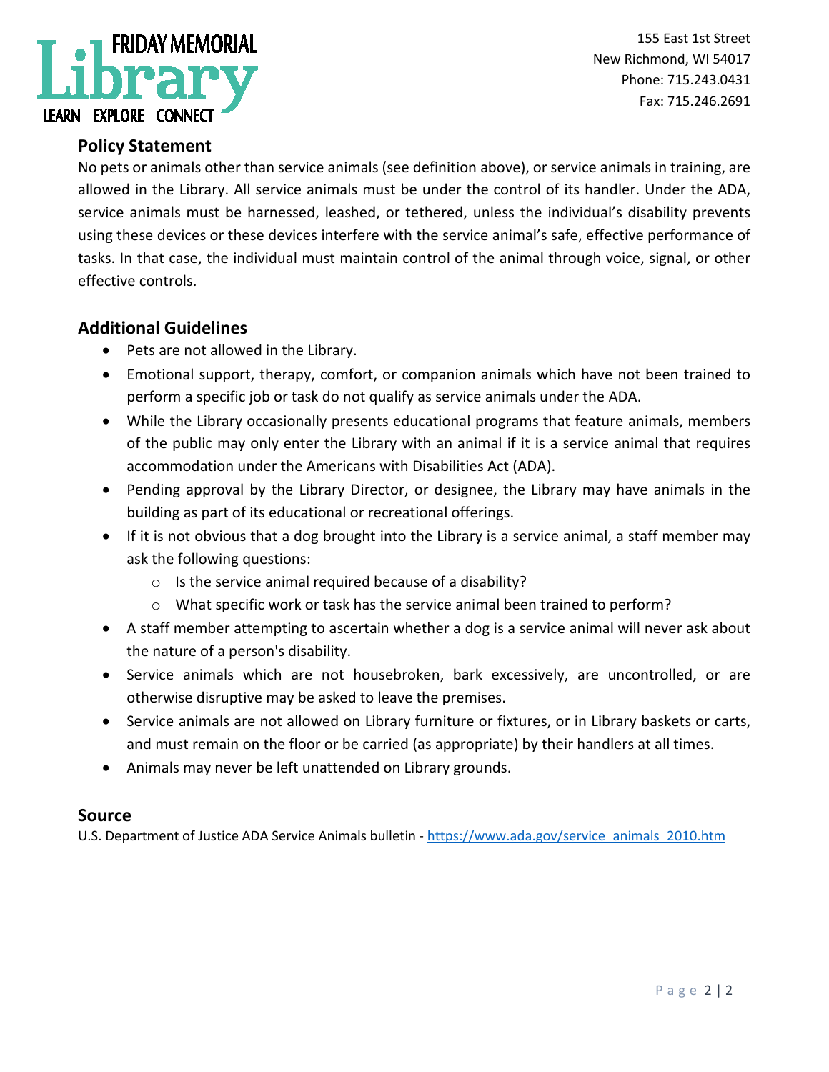## Policy Statement

No pets or animals other than service animals (see definition above), or service animals in training, are allowed in the Library. All service animals must be under the control of its handler. Under the ADA, service animals must be harnessed, leashed, or tethered, unless the individual's disability prevents using these devices or these devices interfere with the service animal's safe, effective performance of tasks. In that case, the individual must maintain control of the animal through voice, signal, or other effective controls.

## Additional Guidelines

- Pets are not allowed in the Library.
- Emotional support, therapy, comfort, or companion animals which have not been trained to perform a specific job or task do not qualify as service animals under the ADA.
- While the Library occasionally presents educational programs that feature animals, members of the public may only enter the Library with an animal if it is a service animal that requires accommodation under the Americans with Disabilities Act (ADA).
- Pending approval by the Library Director, or designee, the Library may have animals in the building as part of its educational or recreational offerings.
- If it is not obvious that a dog brought into the Library is a service animal, a staff member may ask the following questions:
  - Is the service animal required because of a disability?
  - What specific work or task has the service animal been trained to perform?
- A staff member attempting to ascertain whether a dog is a service animal will never ask about the nature of a person's disability.
- Service animals which are not housebroken, bark excessively, are uncontrolled, or are otherwise disruptive may be asked to leave the premises.
- Service animals are not allowed on Library furniture or fixtures, or in Library baskets or carts, and must remain on the floor or be carried (as appropriate) by their handlers at all times.
- Animals may never be left unattended on Library grounds.

## Source

U.S. Department of Justice ADA Service Animals bulletin - https://www.ada.gov/service_animals_2010.htm